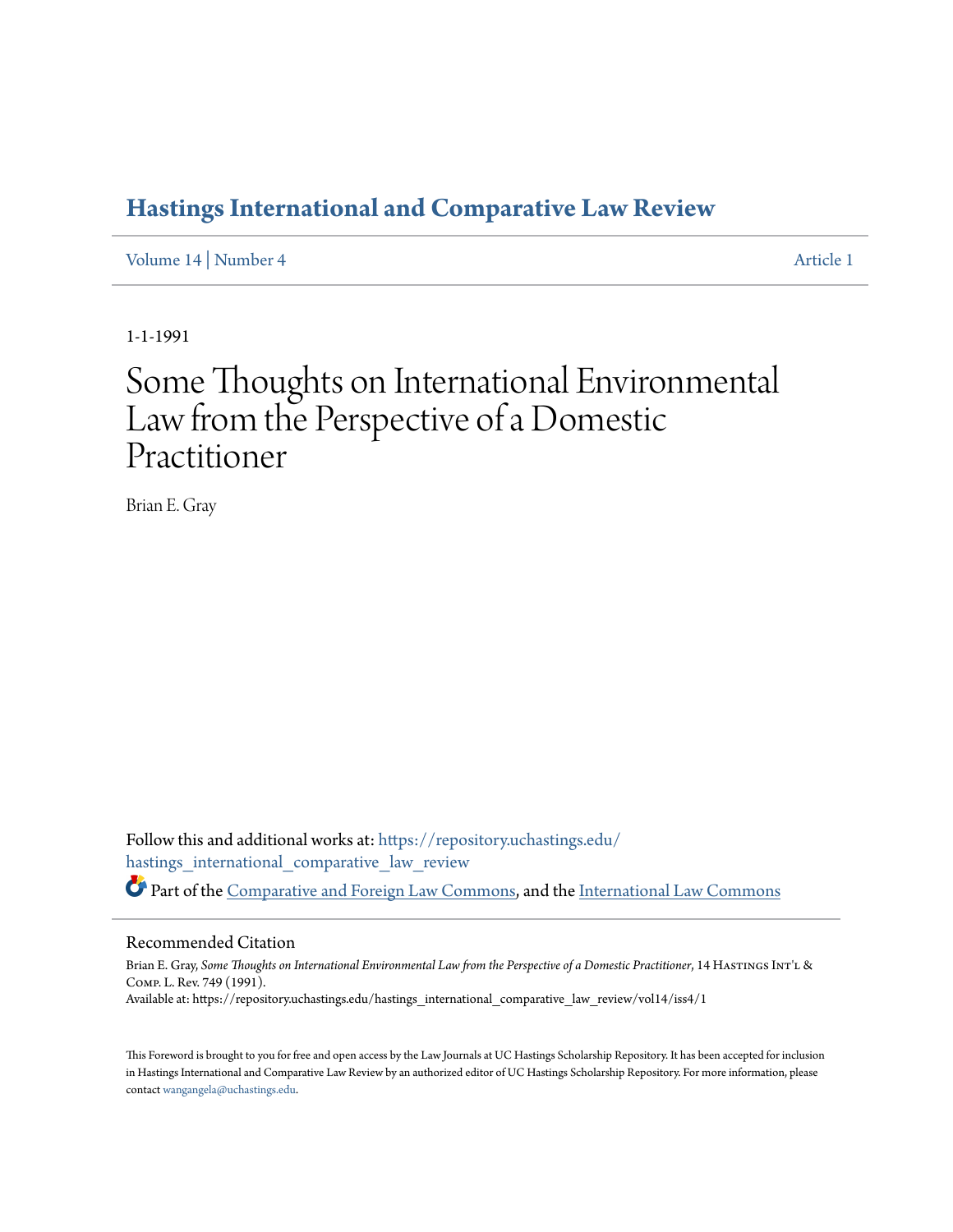# Hastings International and Comparative Law Review

Volume 14 | Number 4 | Article 1

1-1-1991

# Some Thoughts on International Environmental Law from the Perspective of a Domestic Practitioner

Brian E. Gray

Follow this and additional works at: https://repository.uchastings.edu/hastings_international_comparative_law_review

Part of the Comparative and Foreign Law Commons, and the International Law Commons

## Recommended Citation

Brian E. Gray, *Some Thoughts on International Environmental Law from the Perspective of a Domestic Practitioner*, 14 Hastings Int'l & Comp. L. Rev. 749 (1991).
Available at: https://repository.uchastings.edu/hastings_international_comparative_law_review/vol14/iss4/1

This Foreword is brought to you for free and open access by the Law Journals at UC Hastings Scholarship Repository. It has been accepted for inclusion in Hastings International and Comparative Law Review by an authorized editor of UC Hastings Scholarship Repository. For more information, please contact wangangela@uchastings.edu.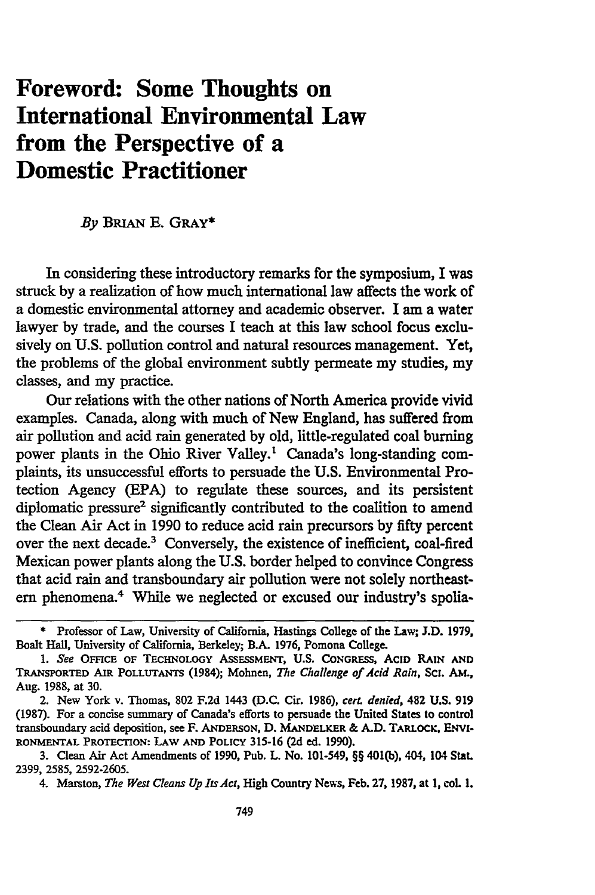# Foreword: Some Thoughts on International Environmental Law from the Perspective of a Domestic Practitioner

*By* BRIAN E. GRAY*

In considering these introductory remarks for the symposium, I was struck by a realization of how much international law affects the work of a domestic environmental attorney and academic observer. I am a water lawyer by trade, and the courses I teach at this law school focus exclusively on U.S. pollution control and natural resources management. Yet, the problems of the global environment subtly permeate my studies, my classes, and my practice.

Our relations with the other nations of North America provide vivid examples. Canada, along with much of New England, has suffered from air pollution and acid rain generated by old, little-regulated coal burning power plants in the Ohio River Valley.[1] Canada's long-standing complaints, its unsuccessful efforts to persuade the U.S. Environmental Protection Agency (EPA) to regulate these sources, and its persistent diplomatic pressure[2] significantly contributed to the coalition to amend the Clean Air Act in 1990 to reduce acid rain precursors by fifty percent over the next decade.[3] Conversely, the existence of inefficient, coal-fired Mexican power plants along the U.S. border helped to convince Congress that acid rain and transboundary air pollution were not solely northeastern phenomena.[4] While we neglected or excused our industry's spolia-

---

\* Professor of Law, University of California, Hastings College of the Law; J.D. 1979, Boalt Hall, University of California, Berkeley; B.A. 1976, Pomona College.

1. *See* OFFICE OF TECHNOLOGY ASSESSMENT, U.S. CONGRESS, ACID RAIN AND TRANSPORTED AIR POLLUTANTS (1984); Mohnen, *The Challenge of Acid Rain*, SCI. AM., Aug. 1988, at 30.

2. New York v. Thomas, 802 F.2d 1443 (D.C. Cir. 1986), *cert. denied*, 482 U.S. 919 (1987). For a concise summary of Canada's efforts to persuade the United States to control transboundary acid deposition, see F. ANDERSON, D. MANDELKER & A.D. TARLOCK, ENVIRONMENTAL PROTECTION: LAW AND POLICY 315-16 (2d ed. 1990).

3. Clean Air Act Amendments of 1990, Pub. L. No. 101-549, §§ 401(b), 404, 104 Stat. 2399, 2585, 2592-2605.

4. Marston, *The West Cleans Up Its Act*, High Country News, Feb. 27, 1987, at 1, col. 1.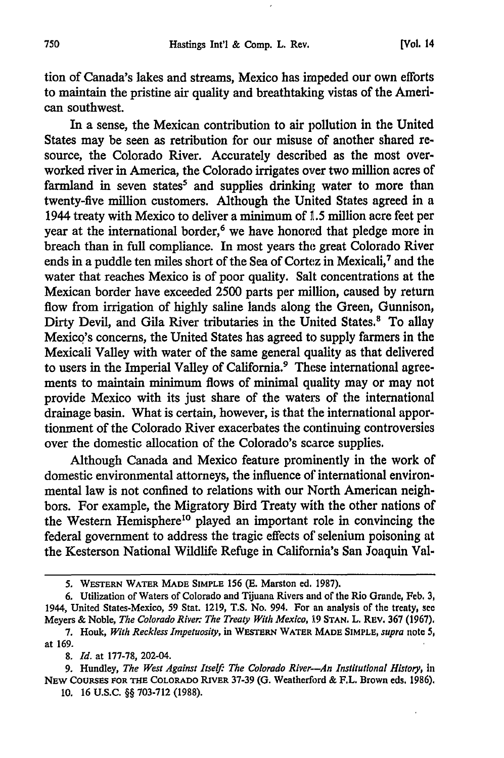tion of Canada's lakes and streams, Mexico has impeded our own efforts to maintain the pristine air quality and breathtaking vistas of the American southwest.

In a sense, the Mexican contribution to air pollution in the United States may be seen as retribution for our misuse of another shared resource, the Colorado River. Accurately described as the most overworked river in America, the Colorado irrigates over two million acres of farmland in seven states[5] and supplies drinking water to more than twenty-five million customers. Although the United States agreed in a 1944 treaty with Mexico to deliver a minimum of 1.5 million acre feet per year at the international border,[6] we have honored that pledge more in breach than in full compliance. In most years the great Colorado River ends in a puddle ten miles short of the Sea of Cortez in Mexicali,[7] and the water that reaches Mexico is of poor quality. Salt concentrations at the Mexican border have exceeded 2500 parts per million, caused by return flow from irrigation of highly saline lands along the Green, Gunnison, Dirty Devil, and Gila River tributaries in the United States.[8] To allay Mexico's concerns, the United States has agreed to supply farmers in the Mexicali Valley with water of the same general quality as that delivered to users in the Imperial Valley of California.[9] These international agreements to maintain minimum flows of minimal quality may or may not provide Mexico with its just share of the waters of the international drainage basin. What is certain, however, is that the international apportionment of the Colorado River exacerbates the continuing controversies over the domestic allocation of the Colorado's scarce supplies.

Although Canada and Mexico feature prominently in the work of domestic environmental attorneys, the influence of international environmental law is not confined to relations with our North American neighbors. For example, the Migratory Bird Treaty with the other nations of the Western Hemisphere[10] played an important role in convincing the federal government to address the tragic effects of selenium poisoning at the Kesterson National Wildlife Refuge in California's San Joaquin Val-

---

5. WESTERN WATER MADE SIMPLE 156 (E. Marston ed. 1987).

6. Utilization of Waters of Colorado and Tijuana Rivers and of the Rio Grande, Feb. 3, 1944, United States-Mexico, 59 Stat. 1219, T.S. No. 994. For an analysis of the treaty, see Meyers & Noble, *The Colorado River: The Treaty With Mexico*, 19 STAN. L. REV. 367 (1967).

7. Houk, *With Reckless Impetuosity*, in WESTERN WATER MADE SIMPLE, *supra* note 5, at 169.

8. *Id.* at 177-78, 202-04.

9. Hundley, *The West Against Itself: The Colorado River—An Institutional History*, in NEW COURSES FOR THE COLORADO RIVER 37-39 (G. Weatherford & F.L. Brown eds. 1986).

10. 16 U.S.C. §§ 703-712 (1988).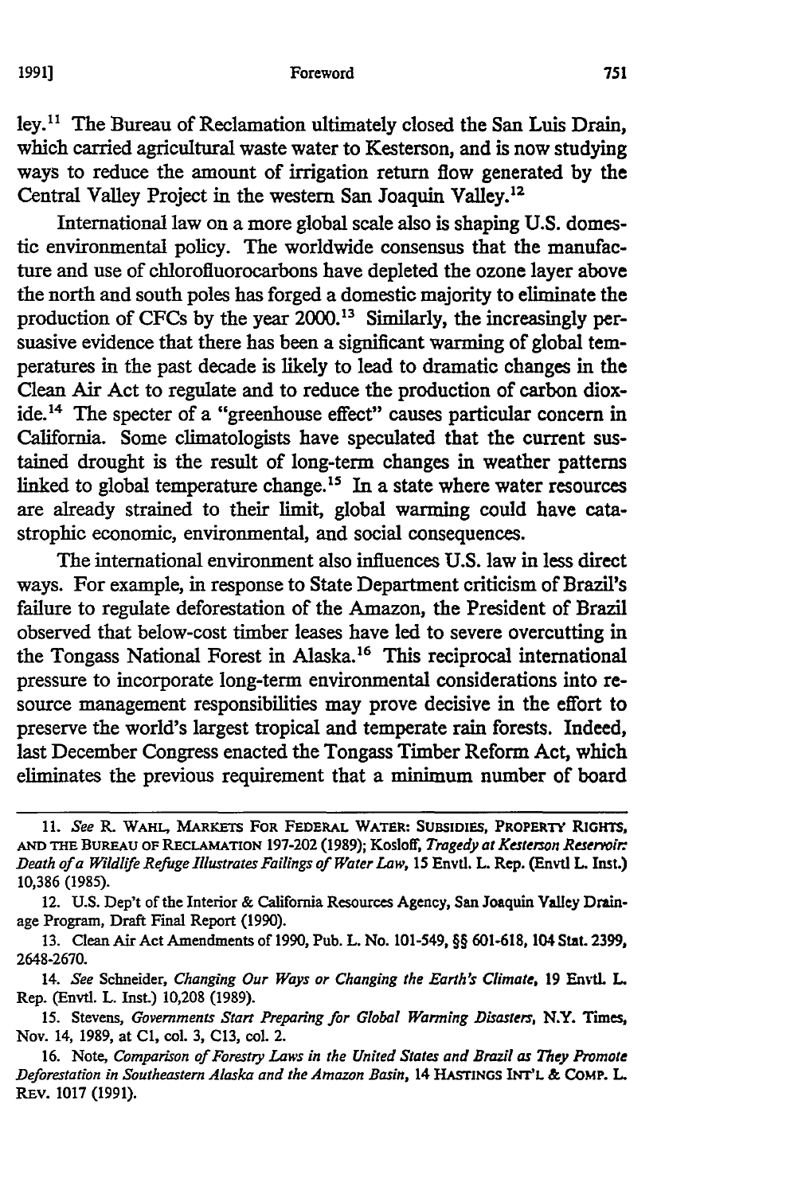ley.[11] The Bureau of Reclamation ultimately closed the San Luis Drain, which carried agricultural waste water to Kesterson, and is now studying ways to reduce the amount of irrigation return flow generated by the Central Valley Project in the western San Joaquin Valley.[12]

International law on a more global scale also is shaping U.S. domestic environmental policy. The worldwide consensus that the manufacture and use of chlorofluorocarbons have depleted the ozone layer above the north and south poles has forged a domestic majority to eliminate the production of CFCs by the year 2000.[13] Similarly, the increasingly persuasive evidence that there has been a significant warming of global temperatures in the past decade is likely to lead to dramatic changes in the Clean Air Act to regulate and to reduce the production of carbon dioxide.[14] The specter of a "greenhouse effect" causes particular concern in California. Some climatologists have speculated that the current sustained drought is the result of long-term changes in weather patterns linked to global temperature change.[15] In a state where water resources are already strained to their limit, global warming could have catastrophic economic, environmental, and social consequences.

The international environment also influences U.S. law in less direct ways. For example, in response to State Department criticism of Brazil's failure to regulate deforestation of the Amazon, the President of Brazil observed that below-cost timber leases have led to severe overcutting in the Tongass National Forest in Alaska.[16] This reciprocal international pressure to incorporate long-term environmental considerations into resource management responsibilities may prove decisive in the effort to preserve the world's largest tropical and temperate rain forests. Indeed, last December Congress enacted the Tongass Timber Reform Act, which eliminates the previous requirement that a minimum number of board

---

11. *See* R. WAHL, MARKETS FOR FEDERAL WATER: SUBSIDIES, PROPERTY RIGHTS, AND THE BUREAU OF RECLAMATION 197-202 (1989); Kosloff, *Tragedy at Kesterson Reservoir: Death of a Wildlife Refuge Illustrates Failings of Water Law*, 15 Envtl. L. Rep. (Envtl L. Inst.) 10,386 (1985).

12. U.S. Dep't of the Interior & California Resources Agency, San Joaquin Valley Drainage Program, Draft Final Report (1990).

13. Clean Air Act Amendments of 1990, Pub. L. No. 101-549, §§ 601-618, 104 Stat. 2399, 2648-2670.

14. *See* Schneider, *Changing Our Ways or Changing the Earth's Climate*, 19 Envtl. L. Rep. (Envtl. L. Inst.) 10,208 (1989).

15. Stevens, *Governments Start Preparing for Global Warming Disasters*, N.Y. Times, Nov. 14, 1989, at C1, col. 3, C13, col. 2.

16. Note, *Comparison of Forestry Laws in the United States and Brazil as They Promote Deforestation in Southeastern Alaska and the Amazon Basin*, 14 HASTINGS INT'L & COMP. L. REV. 1017 (1991).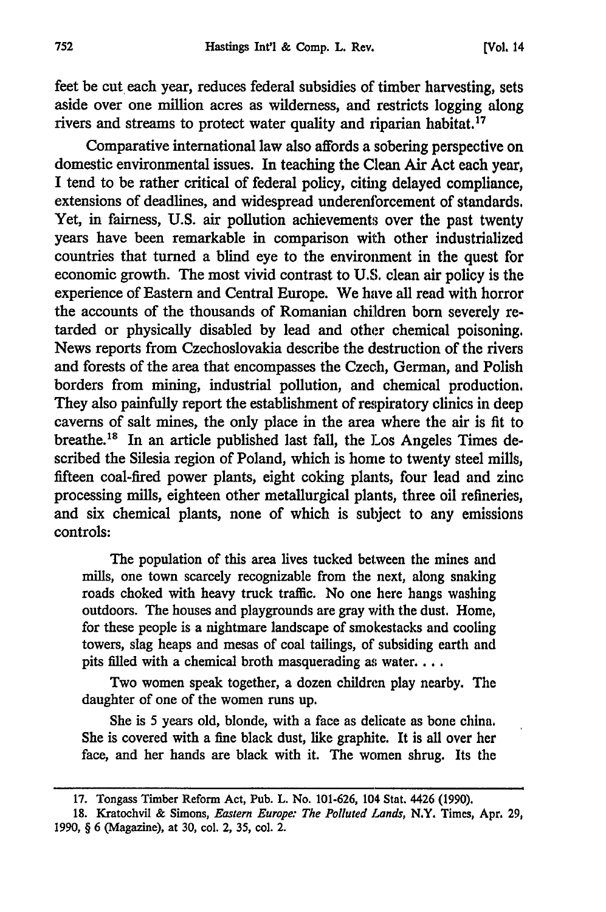feet be cut each year, reduces federal subsidies of timber harvesting, sets aside over one million acres as wilderness, and restricts logging along rivers and streams to protect water quality and riparian habitat.[17]

Comparative international law also affords a sobering perspective on domestic environmental issues. In teaching the Clean Air Act each year, I tend to be rather critical of federal policy, citing delayed compliance, extensions of deadlines, and widespread underenforcement of standards. Yet, in fairness, U.S. air pollution achievements over the past twenty years have been remarkable in comparison with other industrialized countries that turned a blind eye to the environment in the quest for economic growth. The most vivid contrast to U.S. clean air policy is the experience of Eastern and Central Europe. We have all read with horror the accounts of the thousands of Romanian children born severely retarded or physically disabled by lead and other chemical poisoning. News reports from Czechoslovakia describe the destruction of the rivers and forests of the area that encompasses the Czech, German, and Polish borders from mining, industrial pollution, and chemical production. They also painfully report the establishment of respiratory clinics in deep caverns of salt mines, the only place in the area where the air is fit to breathe.[18] In an article published last fall, the Los Angeles Times described the Silesia region of Poland, which is home to twenty steel mills, fifteen coal-fired power plants, eight coking plants, four lead and zinc processing mills, eighteen other metallurgical plants, three oil refineries, and six chemical plants, none of which is subject to any emissions controls:

> The population of this area lives tucked between the mines and mills, one town scarcely recognizable from the next, along snaking roads choked with heavy truck traffic. No one here hangs washing outdoors. The houses and playgrounds are gray with the dust. Home, for these people is a nightmare landscape of smokestacks and cooling towers, slag heaps and mesas of coal tailings, of subsiding earth and pits filled with a chemical broth masquerading as water. . . .
>
> Two women speak together, a dozen children play nearby. The daughter of one of the women runs up.
>
> She is 5 years old, blonde, with a face as delicate as bone china. She is covered with a fine black dust, like graphite. It is all over her face, and her hands are black with it. The women shrug. Its the

---

17. Tongass Timber Reform Act, Pub. L. No. 101-626, 104 Stat. 4426 (1990).

18. Kratochvil & Simons, *Eastern Europe: The Polluted Lands*, N.Y. Times, Apr. 29, 1990, § 6 (Magazine), at 30, col. 2, 35, col. 2.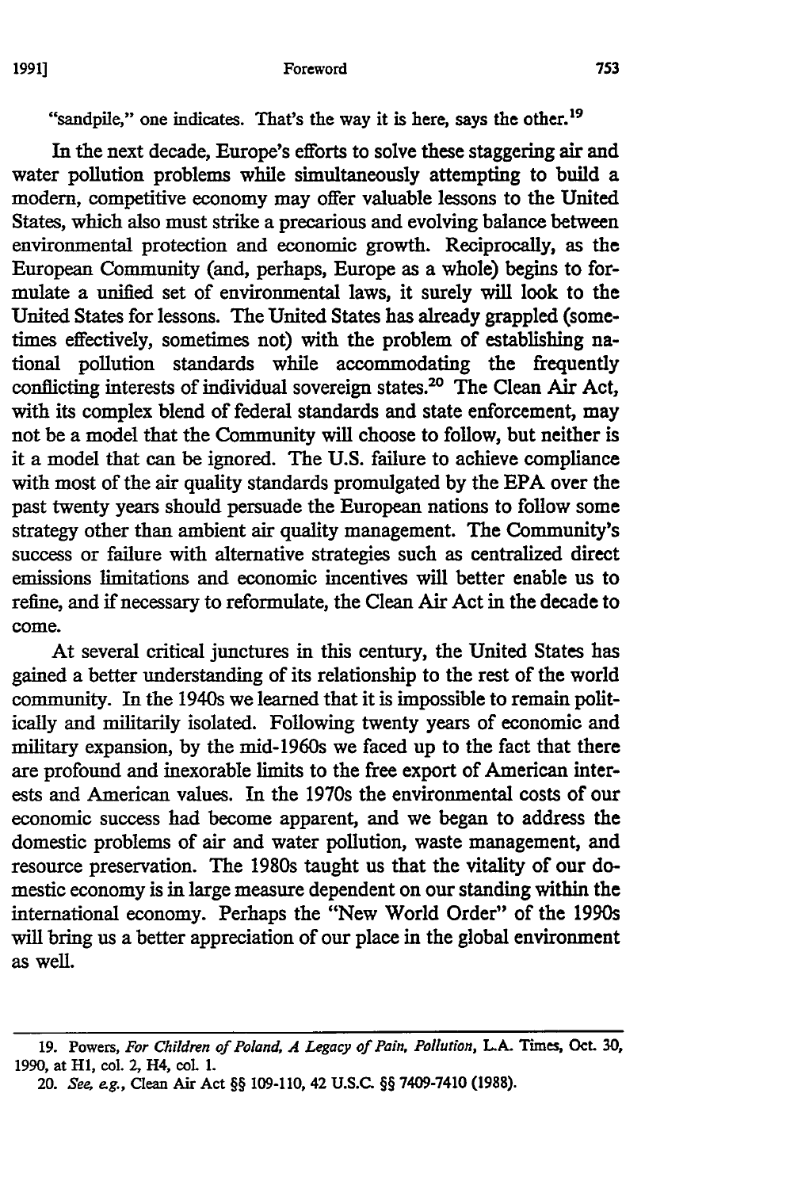"sandpile," one indicates. That's the way it is here, says the other.[19]

In the next decade, Europe's efforts to solve these staggering air and water pollution problems while simultaneously attempting to build a modern, competitive economy may offer valuable lessons to the United States, which also must strike a precarious and evolving balance between environmental protection and economic growth. Reciprocally, as the European Community (and, perhaps, Europe as a whole) begins to formulate a unified set of environmental laws, it surely will look to the United States for lessons. The United States has already grappled (sometimes effectively, sometimes not) with the problem of establishing national pollution standards while accommodating the frequently conflicting interests of individual sovereign states.[20] The Clean Air Act, with its complex blend of federal standards and state enforcement, may not be a model that the Community will choose to follow, but neither is it a model that can be ignored. The U.S. failure to achieve compliance with most of the air quality standards promulgated by the EPA over the past twenty years should persuade the European nations to follow some strategy other than ambient air quality management. The Community's success or failure with alternative strategies such as centralized direct emissions limitations and economic incentives will better enable us to refine, and if necessary to reformulate, the Clean Air Act in the decade to come.

At several critical junctures in this century, the United States has gained a better understanding of its relationship to the rest of the world community. In the 1940s we learned that it is impossible to remain politically and militarily isolated. Following twenty years of economic and military expansion, by the mid-1960s we faced up to the fact that there are profound and inexorable limits to the free export of American interests and American values. In the 1970s the environmental costs of our economic success had become apparent, and we began to address the domestic problems of air and water pollution, waste management, and resource preservation. The 1980s taught us that the vitality of our domestic economy is in large measure dependent on our standing within the international economy. Perhaps the "New World Order" of the 1990s will bring us a better appreciation of our place in the global environment as well.

---

19. Powers, *For Children of Poland, A Legacy of Pain, Pollution*, L.A. Times, Oct. 30, 1990, at H1, col. 2, H4, col. 1.

20. *See, e.g.*, Clean Air Act §§ 109-110, 42 U.S.C. §§ 7409-7410 (1988).